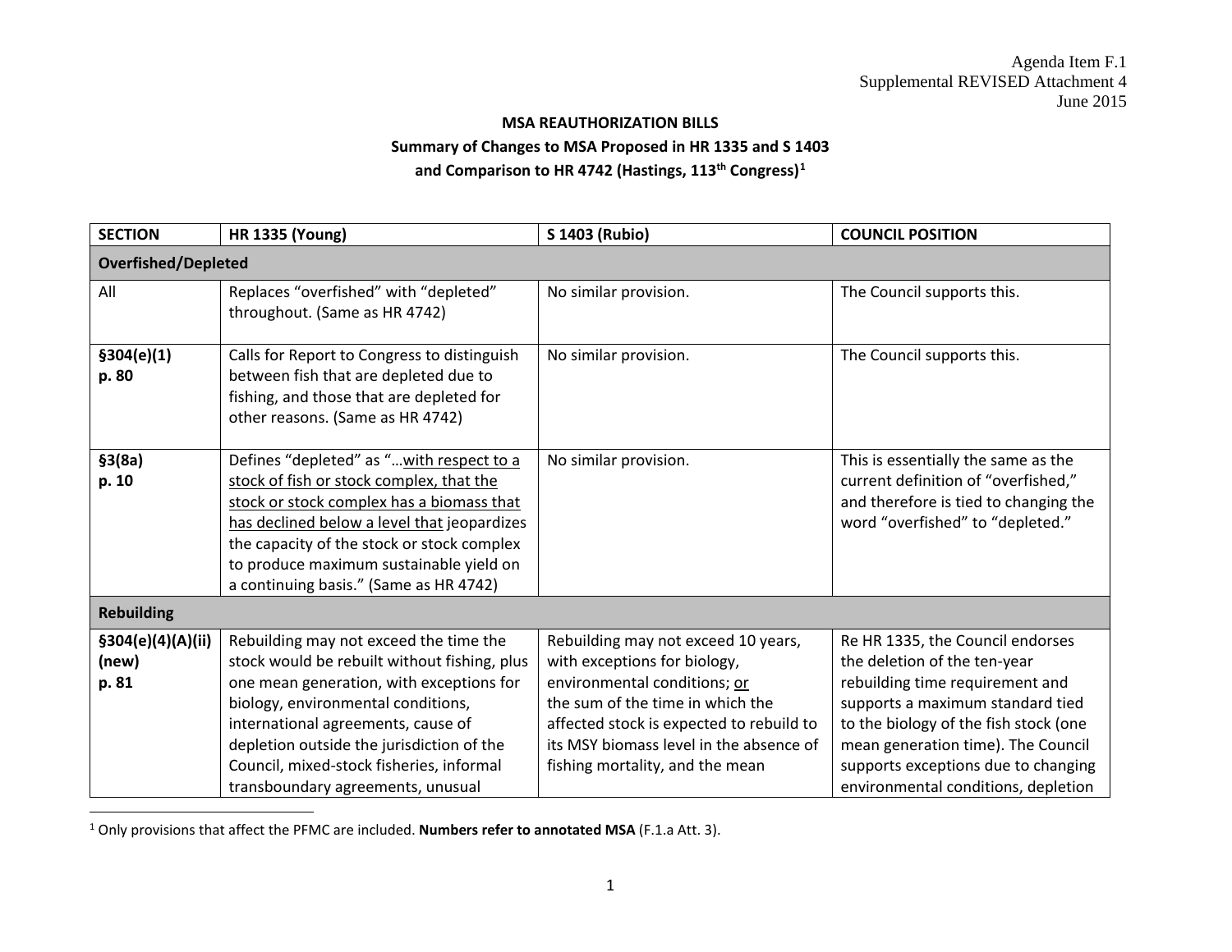Agenda Item F.1
Supplemental REVISED Attachment 4
June 2015

**MSA REAUTHORIZATION BILLS**

**Summary of Changes to MSA Proposed in HR 1335 and S 1403**

**and Comparison to HR 4742 (Hastings, 113th Congress)[1]**

| SECTION | HR 1335 (Young) | S 1403 (Rubio) | COUNCIL POSITION |
|---|---|---|---|
| **Overfished/Depleted** | | | |
| All | Replaces "overfished" with "depleted" throughout. (Same as HR 4742) | No similar provision. | The Council supports this. |
| **§304(e)(1)** **p. 80** | Calls for Report to Congress to distinguish between fish that are depleted due to fishing, and those that are depleted for other reasons. (Same as HR 4742) | No similar provision. | The Council supports this. |
| **§3(8a)** **p. 10** | Defines "depleted" as "…<u>with respect to a stock of fish or stock complex, that the stock or stock complex has a biomass that has declined below a level that</u> jeopardizes the capacity of the stock or stock complex to produce maximum sustainable yield on a continuing basis." (Same as HR 4742) | No similar provision. | This is essentially the same as the current definition of "overfished," and therefore is tied to changing the word "overfished" to "depleted." |
| **Rebuilding** | | | |
| **§304(e)(4)(A)(ii) (new)** **p. 81** | Rebuilding may not exceed the time the stock would be rebuilt without fishing, plus one mean generation, with exceptions for biology, environmental conditions, international agreements, cause of depletion outside the jurisdiction of the Council, mixed-stock fisheries, informal transboundary agreements, unusual | Rebuilding may not exceed 10 years, with exceptions for biology, environmental conditions; <u>or</u> the sum of the time in which the affected stock is expected to rebuild to its MSY biomass level in the absence of fishing mortality, and the mean | Re HR 1335, the Council endorses the deletion of the ten-year rebuilding time requirement and supports a maximum standard tied to the biology of the fish stock (one mean generation time). The Council supports exceptions due to changing environmental conditions, depletion |

[1] Only provisions that affect the PFMC are included. **Numbers refer to annotated MSA** (F.1.a Att. 3).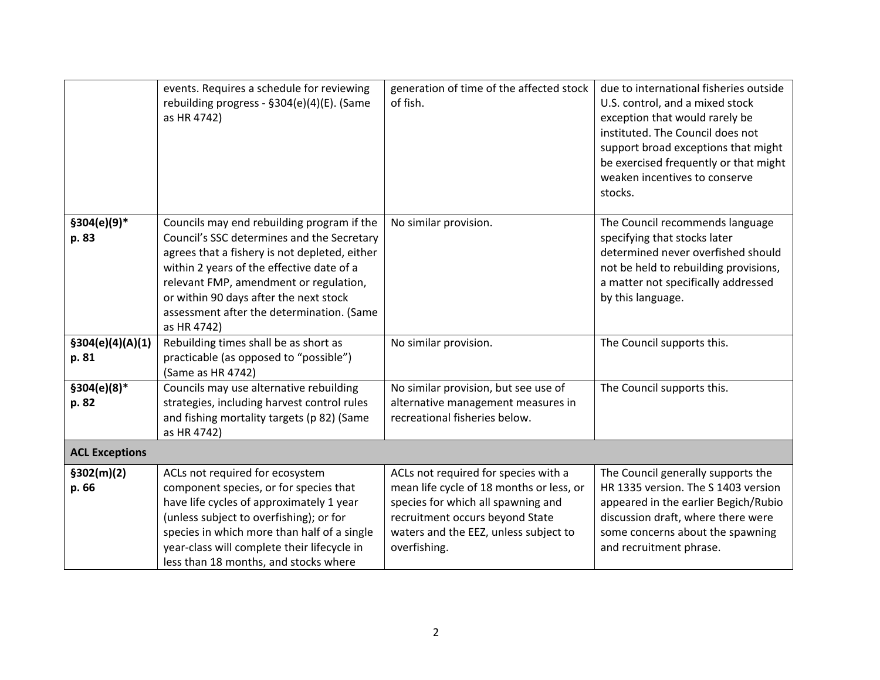| | | | |
|---|---|---|---|
| | events. Requires a schedule for reviewing rebuilding progress - §304(e)(4)(E). (Same as HR 4742) | generation of time of the affected stock of fish. | due to international fisheries outside U.S. control, and a mixed stock exception that would rarely be instituted. The Council does not support broad exceptions that might be exercised frequently or that might weaken incentives to conserve stocks. |
| **§304(e)(9)* p. 83** | Councils may end rebuilding program if the Council's SSC determines and the Secretary agrees that a fishery is not depleted, either within 2 years of the effective date of a relevant FMP, amendment or regulation, or within 90 days after the next stock assessment after the determination. (Same as HR 4742) | No similar provision. | The Council recommends language specifying that stocks later determined never overfished should not be held to rebuilding provisions, a matter not specifically addressed by this language. |
| **§304(e)(4)(A)(1) p. 81** | Rebuilding times shall be as short as practicable (as opposed to "possible") (Same as HR 4742) | No similar provision. | The Council supports this. |
| **§304(e)(8)* p. 82** | Councils may use alternative rebuilding strategies, including harvest control rules and fishing mortality targets (p 82) (Same as HR 4742) | No similar provision, but see use of alternative management measures in recreational fisheries below. | The Council supports this. |
| **ACL Exceptions** | | | |
| **§302(m)(2) p. 66** | ACLs not required for ecosystem component species, or for species that have life cycles of approximately 1 year (unless subject to overfishing); or for species in which more than half of a single year-class will complete their lifecycle in less than 18 months, and stocks where | ACLs not required for species with a mean life cycle of 18 months or less, or species for which all spawning and recruitment occurs beyond State waters and the EEZ, unless subject to overfishing. | The Council generally supports the HR 1335 version. The S 1403 version appeared in the earlier Begich/Rubio discussion draft, where there were some concerns about the spawning and recruitment phrase. |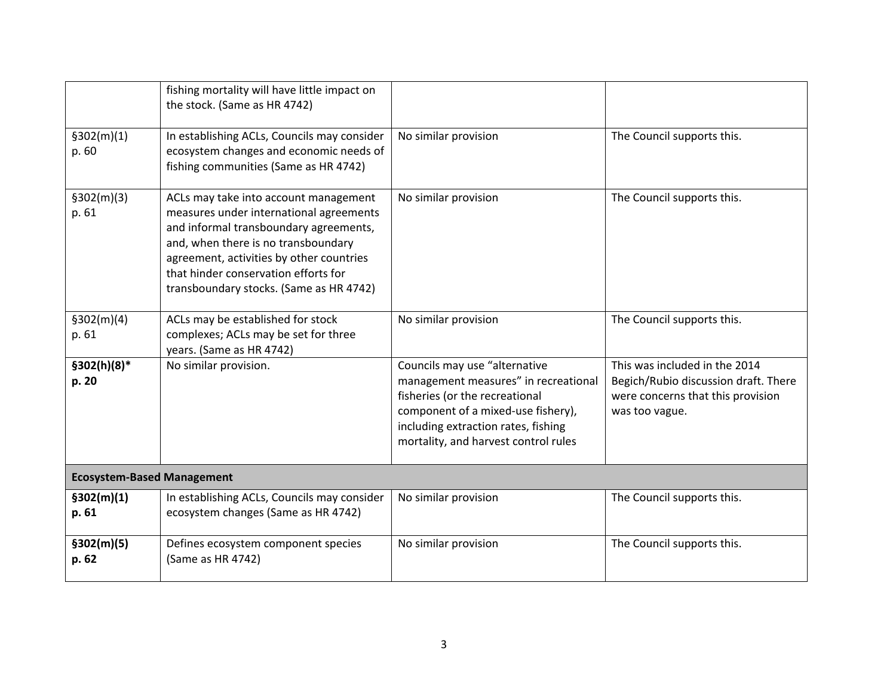| | | | |
|---|---|---|---|
| | fishing mortality will have little impact on the stock. (Same as HR 4742) | | |
| §302(m)(1) p. 60 | In establishing ACLs, Councils may consider ecosystem changes and economic needs of fishing communities (Same as HR 4742) | No similar provision | The Council supports this. |
| §302(m)(3) p. 61 | ACLs may take into account management measures under international agreements and informal transboundary agreements, and, when there is no transboundary agreement, activities by other countries that hinder conservation efforts for transboundary stocks. (Same as HR 4742) | No similar provision | The Council supports this. |
| §302(m)(4) p. 61 | ACLs may be established for stock complexes; ACLs may be set for three years. (Same as HR 4742) | No similar provision | The Council supports this. |
| **§302(h)(8)* p. 20** | No similar provision. | Councils may use "alternative management measures" in recreational fisheries (or the recreational component of a mixed-use fishery), including extraction rates, fishing mortality, and harvest control rules | This was included in the 2014 Begich/Rubio discussion draft. There were concerns that this provision was too vague. |
| **Ecosystem-Based Management** | | | |
| **§302(m)(1) p. 61** | In establishing ACLs, Councils may consider ecosystem changes (Same as HR 4742) | No similar provision | The Council supports this. |
| **§302(m)(5) p. 62** | Defines ecosystem component species (Same as HR 4742) | No similar provision | The Council supports this. |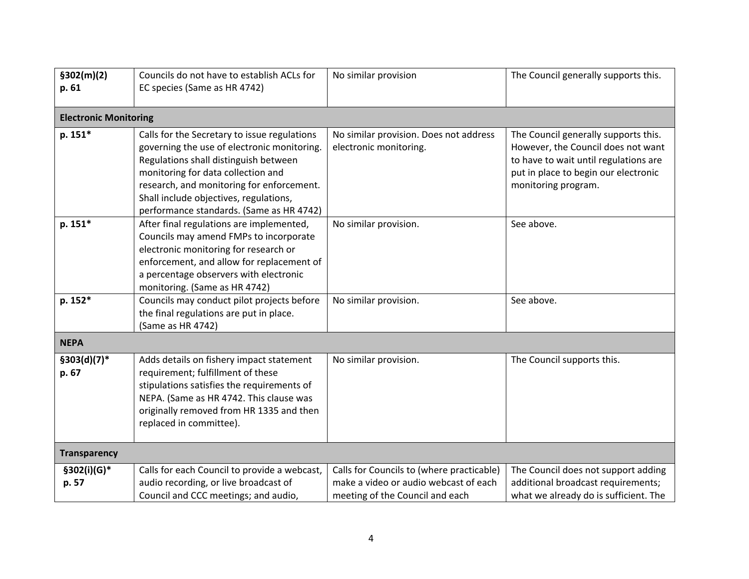| | | | |
|---|---|---|---|
| **§302(m)(2) p. 61** | Councils do not have to establish ACLs for EC species (Same as HR 4742) | No similar provision | The Council generally supports this. |
| **Electronic Monitoring** | | | |
| **p. 151*** | Calls for the Secretary to issue regulations governing the use of electronic monitoring. Regulations shall distinguish between monitoring for data collection and research, and monitoring for enforcement. Shall include objectives, regulations, performance standards. (Same as HR 4742) | No similar provision. Does not address electronic monitoring. | The Council generally supports this. However, the Council does not want to have to wait until regulations are put in place to begin our electronic monitoring program. |
| **p. 151*** | After final regulations are implemented, Councils may amend FMPs to incorporate electronic monitoring for research or enforcement, and allow for replacement of a percentage observers with electronic monitoring. (Same as HR 4742) | No similar provision. | See above. |
| **p. 152*** | Councils may conduct pilot projects before the final regulations are put in place. (Same as HR 4742) | No similar provision. | See above. |
| **NEPA** | | | |
| **§303(d)(7)* p. 67** | Adds details on fishery impact statement requirement; fulfillment of these stipulations satisfies the requirements of NEPA. (Same as HR 4742. This clause was originally removed from HR 1335 and then replaced in committee). | No similar provision. | The Council supports this. |
| **Transparency** | | | |
| **§302(i)(G)* p. 57** | Calls for each Council to provide a webcast, audio recording, or live broadcast of Council and CCC meetings; and audio, | Calls for Councils to (where practicable) make a video or audio webcast of each meeting of the Council and each | The Council does not support adding additional broadcast requirements; what we already do is sufficient. The |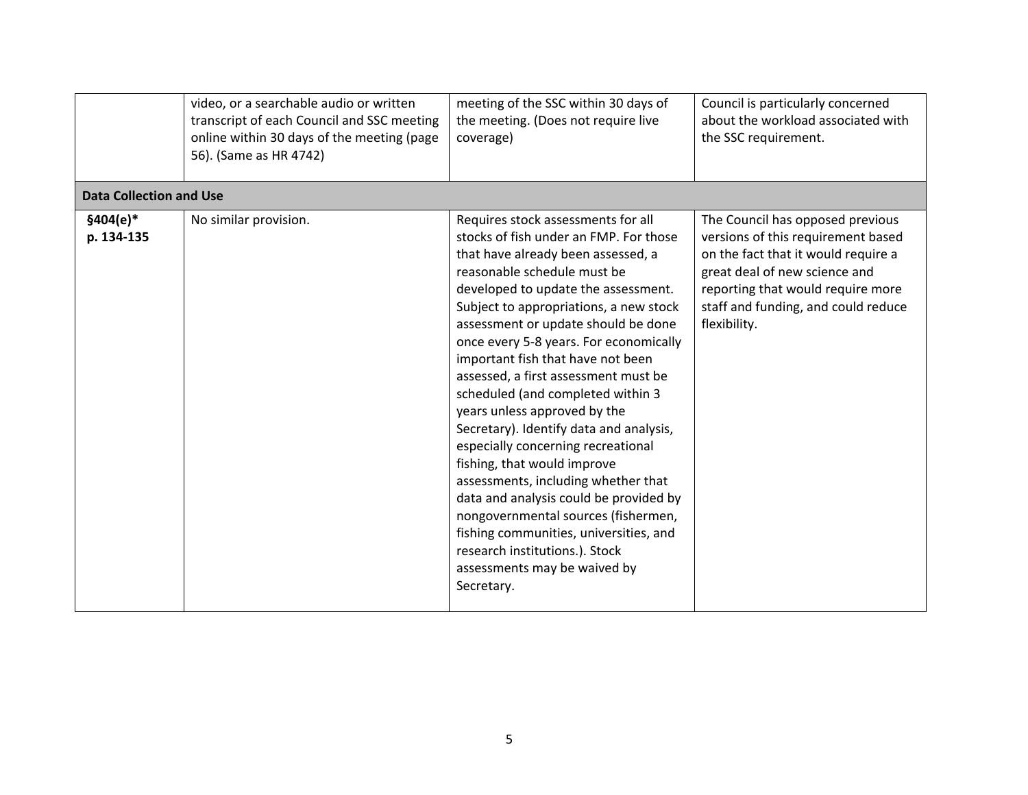| | | | |
|---|---|---|---|
| | video, or a searchable audio or written transcript of each Council and SSC meeting online within 30 days of the meeting (page 56). (Same as HR 4742) | meeting of the SSC within 30 days of the meeting. (Does not require live coverage) | Council is particularly concerned about the workload associated with the SSC requirement. |
| **Data Collection and Use** | | | |
| **§404(e)* p. 134-135** | No similar provision. | Requires stock assessments for all stocks of fish under an FMP. For those that have already been assessed, a reasonable schedule must be developed to update the assessment. Subject to appropriations, a new stock assessment or update should be done once every 5-8 years. For economically important fish that have not been assessed, a first assessment must be scheduled (and completed within 3 years unless approved by the Secretary). Identify data and analysis, especially concerning recreational fishing, that would improve assessments, including whether that data and analysis could be provided by nongovernmental sources (fishermen, fishing communities, universities, and research institutions.). Stock assessments may be waived by Secretary. | The Council has opposed previous versions of this requirement based on the fact that it would require a great deal of new science and reporting that would require more staff and funding, and could reduce flexibility. |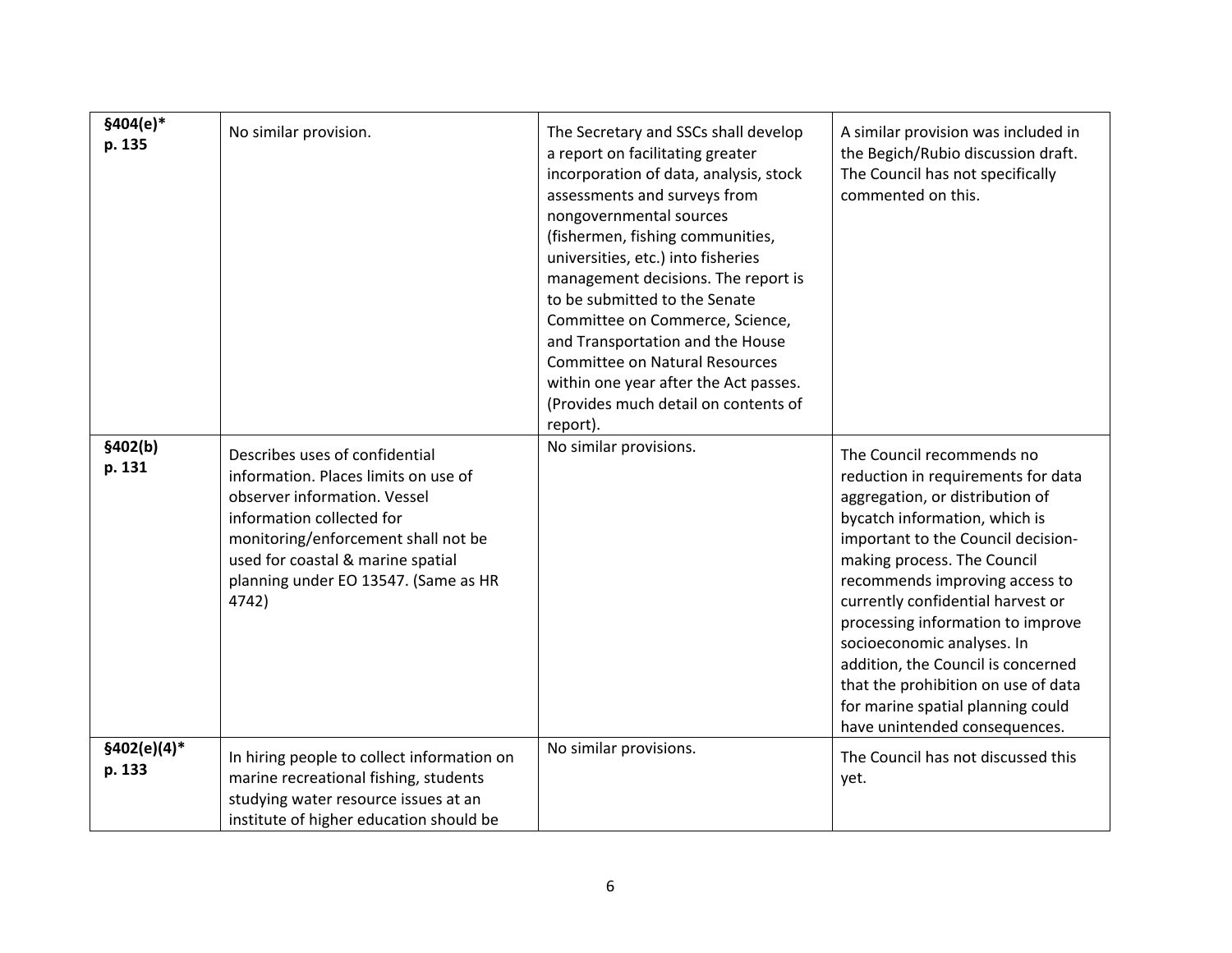| §404(e)* p. 135 | No similar provision. | The Secretary and SSCs shall develop a report on facilitating greater incorporation of data, analysis, stock assessments and surveys from nongovernmental sources (fishermen, fishing communities, universities, etc.) into fisheries management decisions. The report is to be submitted to the Senate Committee on Commerce, Science, and Transportation and the House Committee on Natural Resources within one year after the Act passes. (Provides much detail on contents of report). | A similar provision was included in the Begich/Rubio discussion draft. The Council has not specifically commented on this. |
|---|---|---|---|
| §402(b) p. 131 | Describes uses of confidential information. Places limits on use of observer information. Vessel information collected for monitoring/enforcement shall not be used for coastal & marine spatial planning under EO 13547. (Same as HR 4742) | No similar provisions. | The Council recommends no reduction in requirements for data aggregation, or distribution of bycatch information, which is important to the Council decision-making process. The Council recommends improving access to currently confidential harvest or processing information to improve socioeconomic analyses. In addition, the Council is concerned that the prohibition on use of data for marine spatial planning could have unintended consequences. |
| §402(e)(4)* p. 133 | In hiring people to collect information on marine recreational fishing, students studying water resource issues at an institute of higher education should be | No similar provisions. | The Council has not discussed this yet. |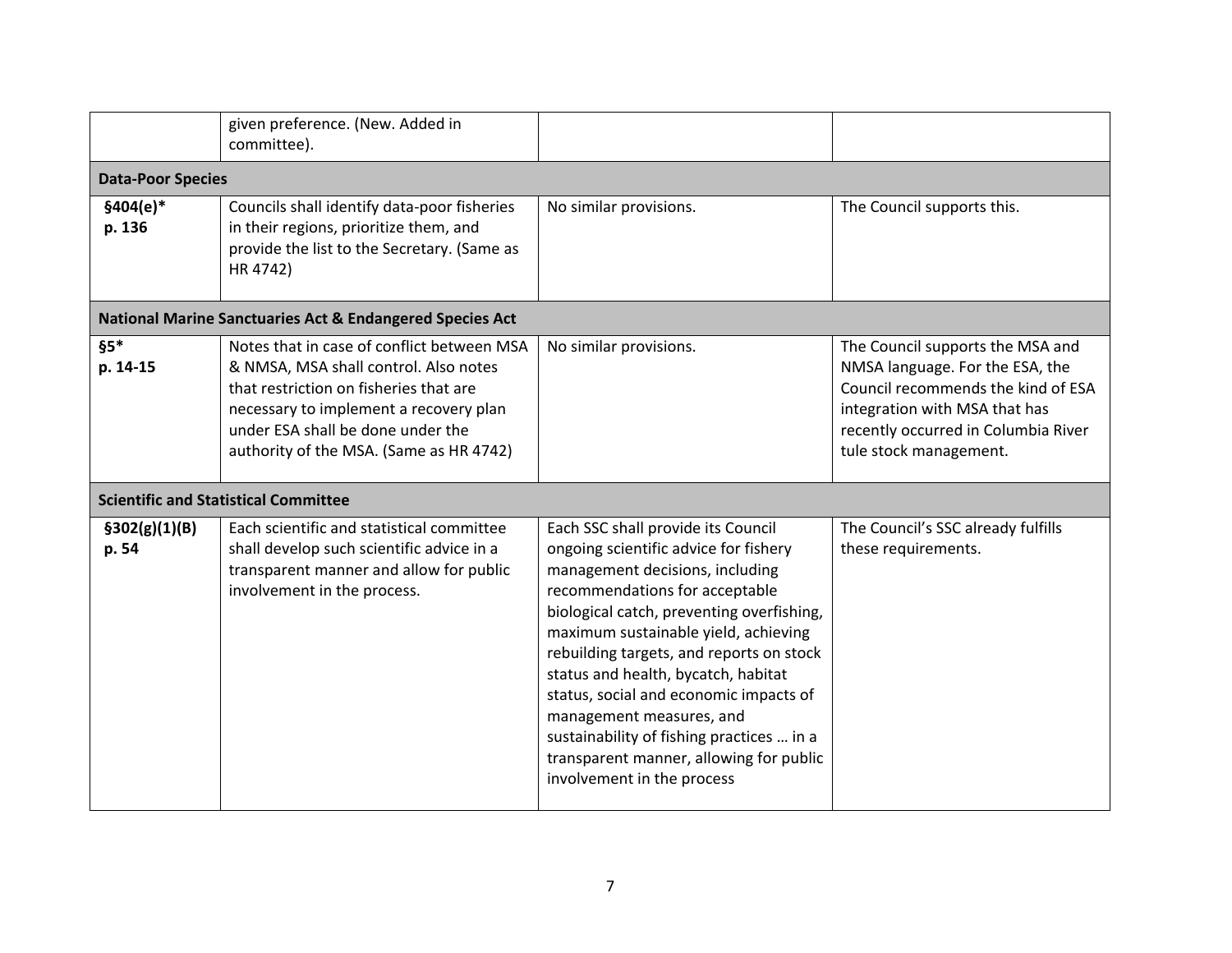| | | | |
|---|---|---|---|
| | given preference. (New. Added in committee). | | |
| **Data-Poor Species** | | | |
| **§404(e)\* p. 136** | Councils shall identify data-poor fisheries in their regions, prioritize them, and provide the list to the Secretary. (Same as HR 4742) | No similar provisions. | The Council supports this. |
| **National Marine Sanctuaries Act & Endangered Species Act** | | | |
| **§5\* p. 14-15** | Notes that in case of conflict between MSA & NMSA, MSA shall control. Also notes that restriction on fisheries that are necessary to implement a recovery plan under ESA shall be done under the authority of the MSA. (Same as HR 4742) | No similar provisions. | The Council supports the MSA and NMSA language. For the ESA, the Council recommends the kind of ESA integration with MSA that has recently occurred in Columbia River tule stock management. |
| **Scientific and Statistical Committee** | | | |
| **§302(g)(1)(B) p. 54** | Each scientific and statistical committee shall develop such scientific advice in a transparent manner and allow for public involvement in the process. | Each SSC shall provide its Council ongoing scientific advice for fishery management decisions, including recommendations for acceptable biological catch, preventing overfishing, maximum sustainable yield, achieving rebuilding targets, and reports on stock status and health, bycatch, habitat status, social and economic impacts of management measures, and sustainability of fishing practices … in a transparent manner, allowing for public involvement in the process | The Council's SSC already fulfills these requirements. |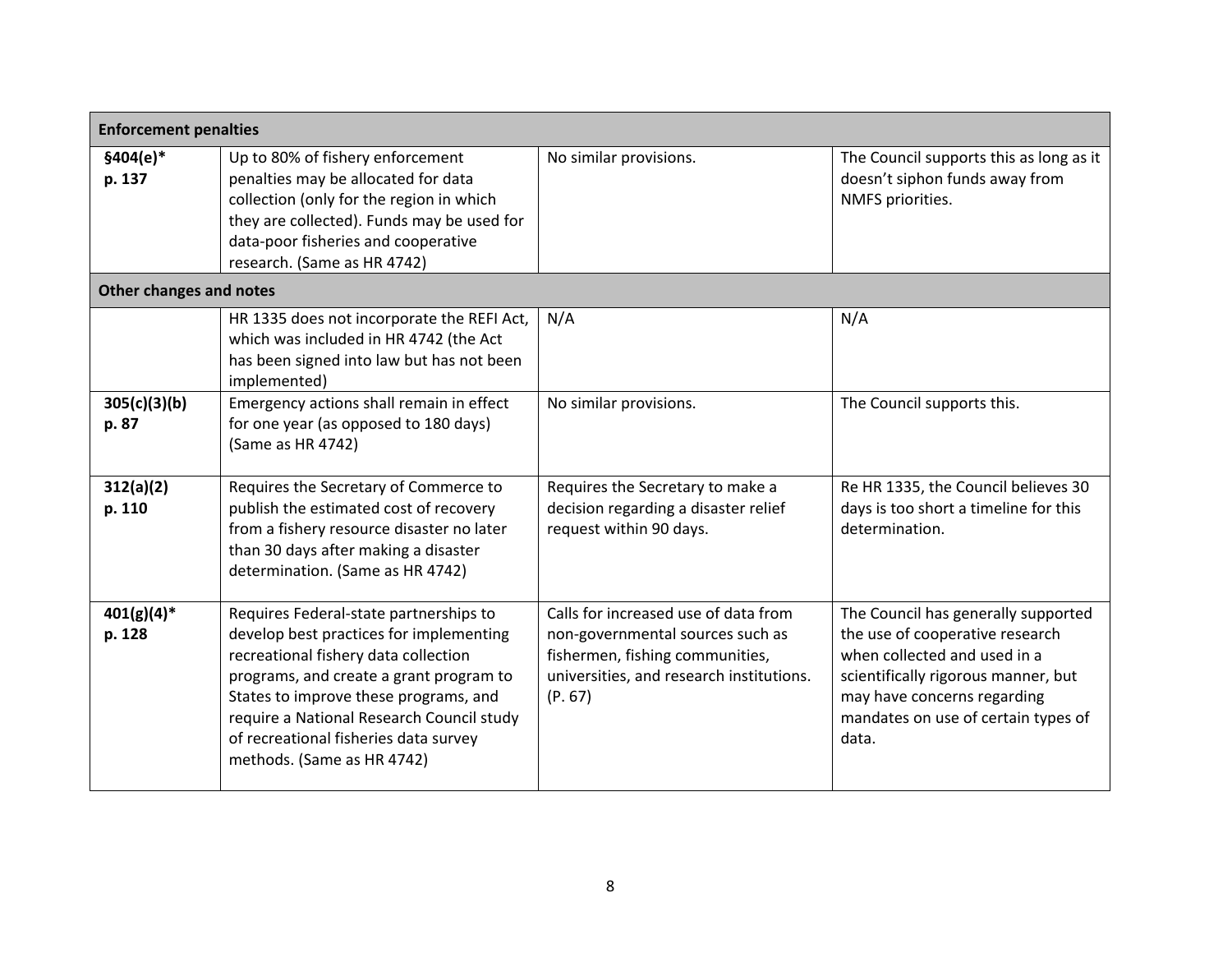| Enforcement penalties | | | |
|---|---|---|---|
| **§404(e)*** **p. 137** | Up to 80% of fishery enforcement penalties may be allocated for data collection (only for the region in which they are collected). Funds may be used for data-poor fisheries and cooperative research. (Same as HR 4742) | No similar provisions. | The Council supports this as long as it doesn't siphon funds away from NMFS priorities. |
| **Other changes and notes** | | | |
| | HR 1335 does not incorporate the REFI Act, which was included in HR 4742 (the Act has been signed into law but has not been implemented) | N/A | N/A |
| **305(c)(3)(b)** **p. 87** | Emergency actions shall remain in effect for one year (as opposed to 180 days) (Same as HR 4742) | No similar provisions. | The Council supports this. |
| **312(a)(2)** **p. 110** | Requires the Secretary of Commerce to publish the estimated cost of recovery from a fishery resource disaster no later than 30 days after making a disaster determination. (Same as HR 4742) | Requires the Secretary to make a decision regarding a disaster relief request within 90 days. | Re HR 1335, the Council believes 30 days is too short a timeline for this determination. |
| **401(g)(4)*** **p. 128** | Requires Federal-state partnerships to develop best practices for implementing recreational fishery data collection programs, and create a grant program to States to improve these programs, and require a National Research Council study of recreational fisheries data survey methods. (Same as HR 4742) | Calls for increased use of data from non-governmental sources such as fishermen, fishing communities, universities, and research institutions. (P. 67) | The Council has generally supported the use of cooperative research when collected and used in a scientifically rigorous manner, but may have concerns regarding mandates on use of certain types of data. |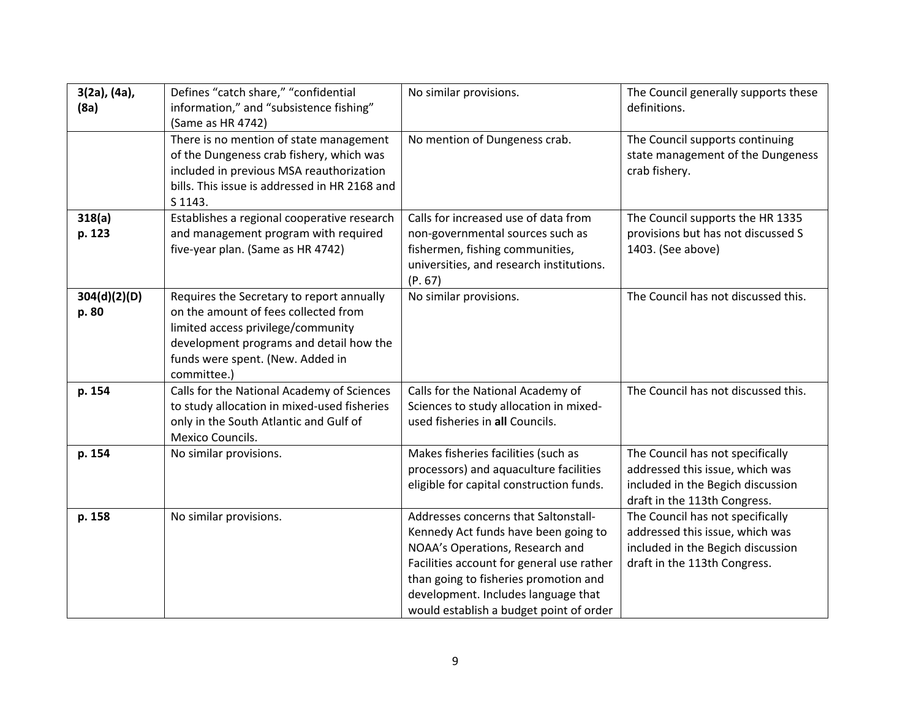| | | | |
|---|---|---|---|
| **3(2a), (4a), (8a)** | Defines "catch share," "confidential information," and "subsistence fishing" (Same as HR 4742) | No similar provisions. | The Council generally supports these definitions. |
| | There is no mention of state management of the Dungeness crab fishery, which was included in previous MSA reauthorization bills. This issue is addressed in HR 2168 and S 1143. | No mention of Dungeness crab. | The Council supports continuing state management of the Dungeness crab fishery. |
| **318(a)** **p. 123** | Establishes a regional cooperative research and management program with required five-year plan. (Same as HR 4742) | Calls for increased use of data from non-governmental sources such as fishermen, fishing communities, universities, and research institutions. (P. 67) | The Council supports the HR 1335 provisions but has not discussed S 1403. (See above) |
| **304(d)(2)(D)** **p. 80** | Requires the Secretary to report annually on the amount of fees collected from limited access privilege/community development programs and detail how the funds were spent. (New. Added in committee.) | No similar provisions. | The Council has not discussed this. |
| **p. 154** | Calls for the National Academy of Sciences to study allocation in mixed-used fisheries only in the South Atlantic and Gulf of Mexico Councils. | Calls for the National Academy of Sciences to study allocation in mixed-used fisheries in **all** Councils. | The Council has not discussed this. |
| **p. 154** | No similar provisions. | Makes fisheries facilities (such as processors) and aquaculture facilities eligible for capital construction funds. | The Council has not specifically addressed this issue, which was included in the Begich discussion draft in the 113th Congress. |
| **p. 158** | No similar provisions. | Addresses concerns that Saltonstall-Kennedy Act funds have been going to NOAA's Operations, Research and Facilities account for general use rather than going to fisheries promotion and development. Includes language that would establish a budget point of order | The Council has not specifically addressed this issue, which was included in the Begich discussion draft in the 113th Congress. |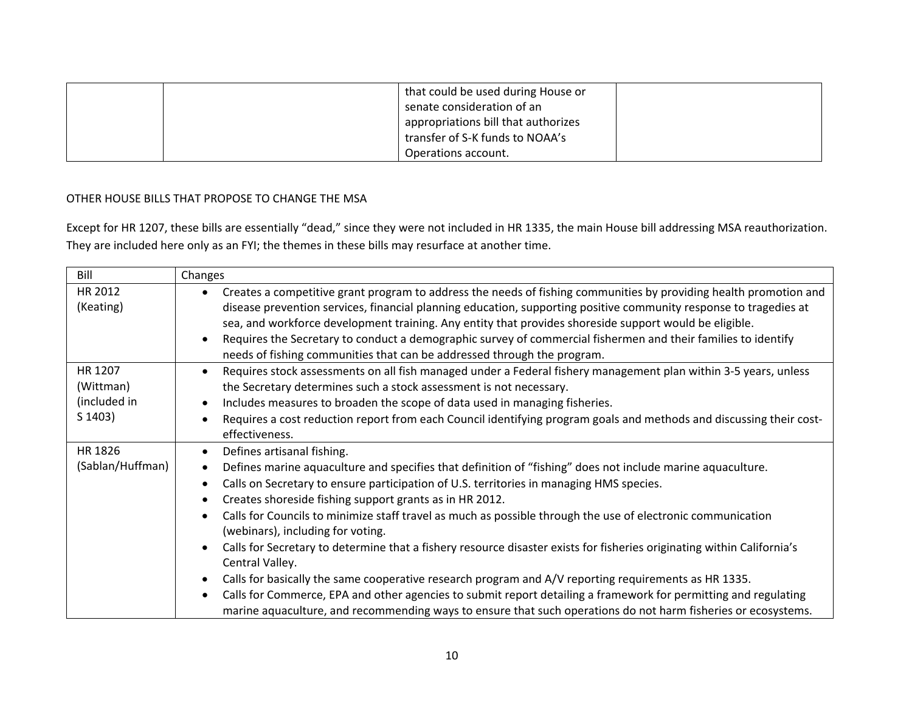|  |  | that could be used during House or senate consideration of an appropriations bill that authorizes transfer of S-K funds to NOAA's Operations account. |  |
|---|---|---|---|

OTHER HOUSE BILLS THAT PROPOSE TO CHANGE THE MSA

Except for HR 1207, these bills are essentially "dead," since they were not included in HR 1335, the main House bill addressing MSA reauthorization. They are included here only as an FYI; the themes in these bills may resurface at another time.

| Bill | Changes |
|---|---|
| HR 2012 (Keating) | • Creates a competitive grant program to address the needs of fishing communities by providing health promotion and disease prevention services, financial planning education, supporting positive community response to tragedies at sea, and workforce development training. Any entity that provides shoreside support would be eligible.<br>• Requires the Secretary to conduct a demographic survey of commercial fishermen and their families to identify needs of fishing communities that can be addressed through the program. |
| HR 1207 (Wittman) (included in S 1403) | • Requires stock assessments on all fish managed under a Federal fishery management plan within 3-5 years, unless the Secretary determines such a stock assessment is not necessary.<br>• Includes measures to broaden the scope of data used in managing fisheries.<br>• Requires a cost reduction report from each Council identifying program goals and methods and discussing their cost-effectiveness. |
| HR 1826 (Sablan/Huffman) | • Defines artisanal fishing.<br>• Defines marine aquaculture and specifies that definition of "fishing" does not include marine aquaculture.<br>• Calls on Secretary to ensure participation of U.S. territories in managing HMS species.<br>• Creates shoreside fishing support grants as in HR 2012.<br>• Calls for Councils to minimize staff travel as much as possible through the use of electronic communication (webinars), including for voting.<br>• Calls for Secretary to determine that a fishery resource disaster exists for fisheries originating within California's Central Valley.<br>• Calls for basically the same cooperative research program and A/V reporting requirements as HR 1335.<br>• Calls for Commerce, EPA and other agencies to submit report detailing a framework for permitting and regulating marine aquaculture, and recommending ways to ensure that such operations do not harm fisheries or ecosystems. |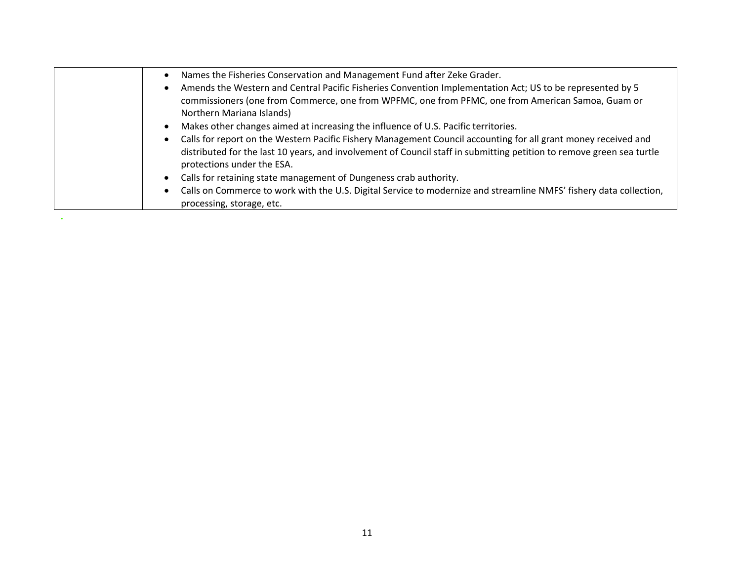| | |
|---|---|
| | • Names the Fisheries Conservation and Management Fund after Zeke Grader.<br>• Amends the Western and Central Pacific Fisheries Convention Implementation Act; US to be represented by 5 commissioners (one from Commerce, one from WPFMC, one from PFMC, one from American Samoa, Guam or Northern Mariana Islands)<br>• Makes other changes aimed at increasing the influence of U.S. Pacific territories.<br>• Calls for report on the Western Pacific Fishery Management Council accounting for all grant money received and distributed for the last 10 years, and involvement of Council staff in submitting petition to remove green sea turtle protections under the ESA.<br>• Calls for retaining state management of Dungeness crab authority.<br>• Calls on Commerce to work with the U.S. Digital Service to modernize and streamline NMFS' fishery data collection, processing, storage, etc. |